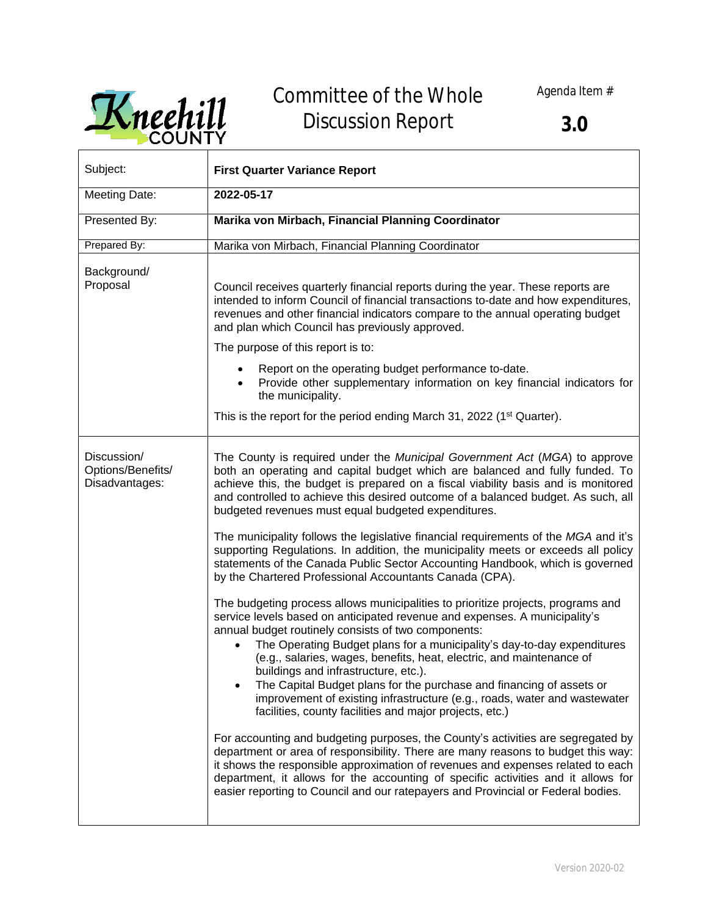# Committee of the Whole Discussion Report

Agenda Item #

**3.0**

| Subject: | **First Quarter Variance Report** |
|---|---|
| Meeting Date: | **2022-05-17** |
| Presented By: | **Marika von Mirbach, Financial Planning Coordinator** |
| Prepared By: | Marika von Mirbach, Financial Planning Coordinator |

**Background/ Proposal**

Council receives quarterly financial reports during the year. These reports are intended to inform Council of financial transactions to-date and how expenditures, revenues and other financial indicators compare to the annual operating budget and plan which Council has previously approved.

The purpose of this report is to:

- Report on the operating budget performance to-date.
- Provide other supplementary information on key financial indicators for the municipality.

This is the report for the period ending March 31, 2022 (1st Quarter).

**Discussion/ Options/Benefits/ Disadvantages:**

The County is required under the *Municipal Government Act* (*MGA*) to approve both an operating and capital budget which are balanced and fully funded. To achieve this, the budget is prepared on a fiscal viability basis and is monitored and controlled to achieve this desired outcome of a balanced budget. As such, all budgeted revenues must equal budgeted expenditures.

The municipality follows the legislative financial requirements of the *MGA* and it's supporting Regulations. In addition, the municipality meets or exceeds all policy statements of the Canada Public Sector Accounting Handbook, which is governed by the Chartered Professional Accountants Canada (CPA).

The budgeting process allows municipalities to prioritize projects, programs and service levels based on anticipated revenue and expenses. A municipality's annual budget routinely consists of two components:

- The Operating Budget plans for a municipality's day-to-day expenditures (e.g., salaries, wages, benefits, heat, electric, and maintenance of buildings and infrastructure, etc.).
- The Capital Budget plans for the purchase and financing of assets or improvement of existing infrastructure (e.g., roads, water and wastewater facilities, county facilities and major projects, etc.)

For accounting and budgeting purposes, the County's activities are segregated by department or area of responsibility. There are many reasons to budget this way: it shows the responsible approximation of revenues and expenses related to each department, it allows for the accounting of specific activities and it allows for easier reporting to Council and our ratepayers and Provincial or Federal bodies.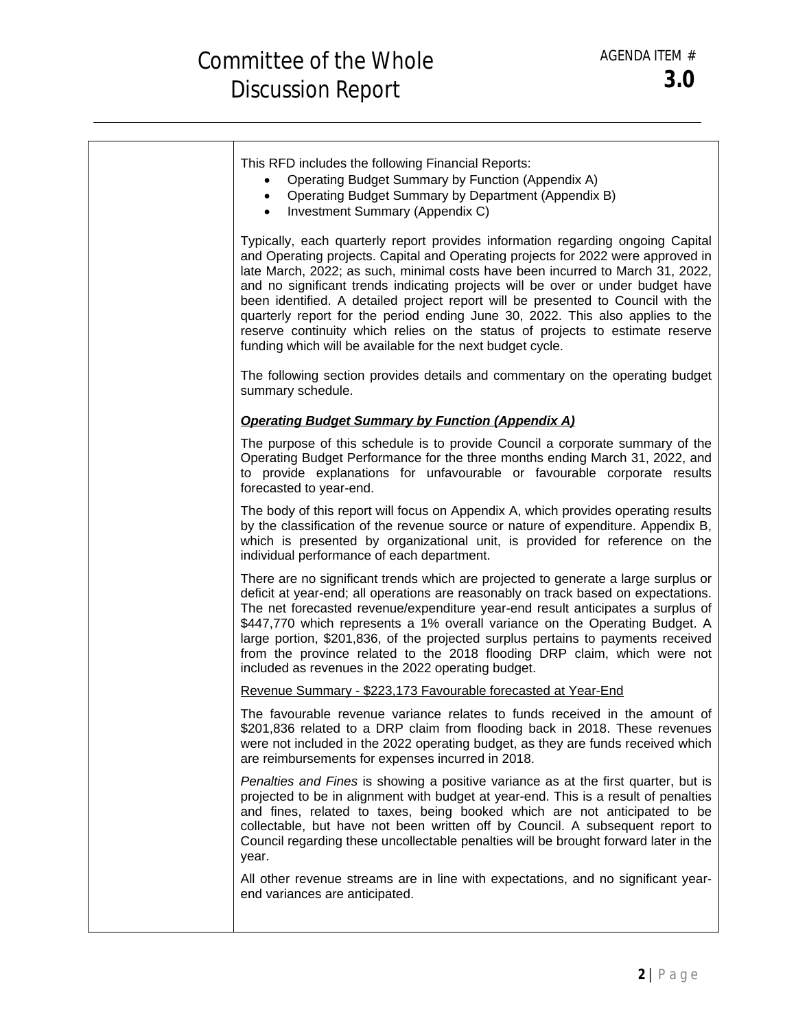This RFD includes the following Financial Reports:

- Operating Budget Summary by Function (Appendix A)
- Operating Budget Summary by Department (Appendix B)
- Investment Summary (Appendix C)

Typically, each quarterly report provides information regarding ongoing Capital and Operating projects. Capital and Operating projects for 2022 were approved in late March, 2022; as such, minimal costs have been incurred to March 31, 2022, and no significant trends indicating projects will be over or under budget have been identified. A detailed project report will be presented to Council with the quarterly report for the period ending June 30, 2022. This also applies to the reserve continuity which relies on the status of projects to estimate reserve funding which will be available for the next budget cycle.

The following section provides details and commentary on the operating budget summary schedule.

***Operating Budget Summary by Function (Appendix A)***

The purpose of this schedule is to provide Council a corporate summary of the Operating Budget Performance for the three months ending March 31, 2022, and to provide explanations for unfavourable or favourable corporate results forecasted to year-end.

The body of this report will focus on Appendix A, which provides operating results by the classification of the revenue source or nature of expenditure. Appendix B, which is presented by organizational unit, is provided for reference on the individual performance of each department.

There are no significant trends which are projected to generate a large surplus or deficit at year-end; all operations are reasonably on track based on expectations. The net forecasted revenue/expenditure year-end result anticipates a surplus of $447,770 which represents a 1% overall variance on the Operating Budget. A large portion, $201,836, of the projected surplus pertains to payments received from the province related to the 2018 flooding DRP claim, which were not included as revenues in the 2022 operating budget.

Revenue Summary - $223,173 Favourable forecasted at Year-End

The favourable revenue variance relates to funds received in the amount of $201,836 related to a DRP claim from flooding back in 2018. These revenues were not included in the 2022 operating budget, as they are funds received which are reimbursements for expenses incurred in 2018.

*Penalties and Fines* is showing a positive variance as at the first quarter, but is projected to be in alignment with budget at year-end. This is a result of penalties and fines, related to taxes, being booked which are not anticipated to be collectable, but have not been written off by Council. A subsequent report to Council regarding these uncollectable penalties will be brought forward later in the year.

All other revenue streams are in line with expectations, and no significant year-end variances are anticipated.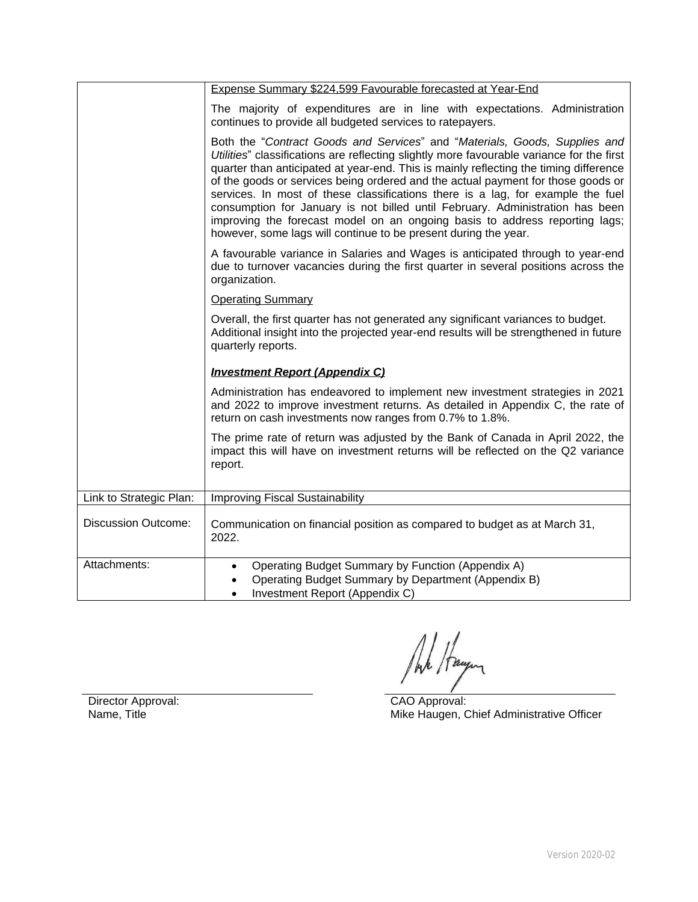| | |
|---|---|
| | <u>Expense Summary $224,599 Favourable forecasted at Year-End</u><br><br>The majority of expenditures are in line with expectations. Administration continues to provide all budgeted services to ratepayers.<br><br>Both the "*Contract Goods and Services*" and "*Materials, Goods, Supplies and Utilities*" classifications are reflecting slightly more favourable variance for the first quarter than anticipated at year-end. This is mainly reflecting the timing difference of the goods or services being ordered and the actual payment for those goods or services. In most of these classifications there is a lag, for example the fuel consumption for January is not billed until February. Administration has been improving the forecast model on an ongoing basis to address reporting lags; however, some lags will continue to be present during the year.<br><br>A favourable variance in Salaries and Wages is anticipated through to year-end due to turnover vacancies during the first quarter in several positions across the organization.<br><br><u>Operating Summary</u><br><br>Overall, the first quarter has not generated any significant variances to budget. Additional insight into the projected year-end results will be strengthened in future quarterly reports.<br><br>***<u>Investment Report (Appendix C)</u>***<br><br>Administration has endeavored to implement new investment strategies in 2021 and 2022 to improve investment returns. As detailed in Appendix C, the rate of return on cash investments now ranges from 0.7% to 1.8%.<br><br>The prime rate of return was adjusted by the Bank of Canada in April 2022, the impact this will have on investment returns will be reflected on the Q2 variance report. |
| Link to Strategic Plan: | Improving Fiscal Sustainability |
| Discussion Outcome: | Communication on financial position as compared to budget as at March 31, 2022. |
| Attachments: | • Operating Budget Summary by Function (Appendix A)<br>• Operating Budget Summary by Department (Appendix B)<br>• Investment Report (Appendix C) |

Director Approval:
Name, Title

CAO Approval:
Mike Haugen, Chief Administrative Officer

Version 2020-02